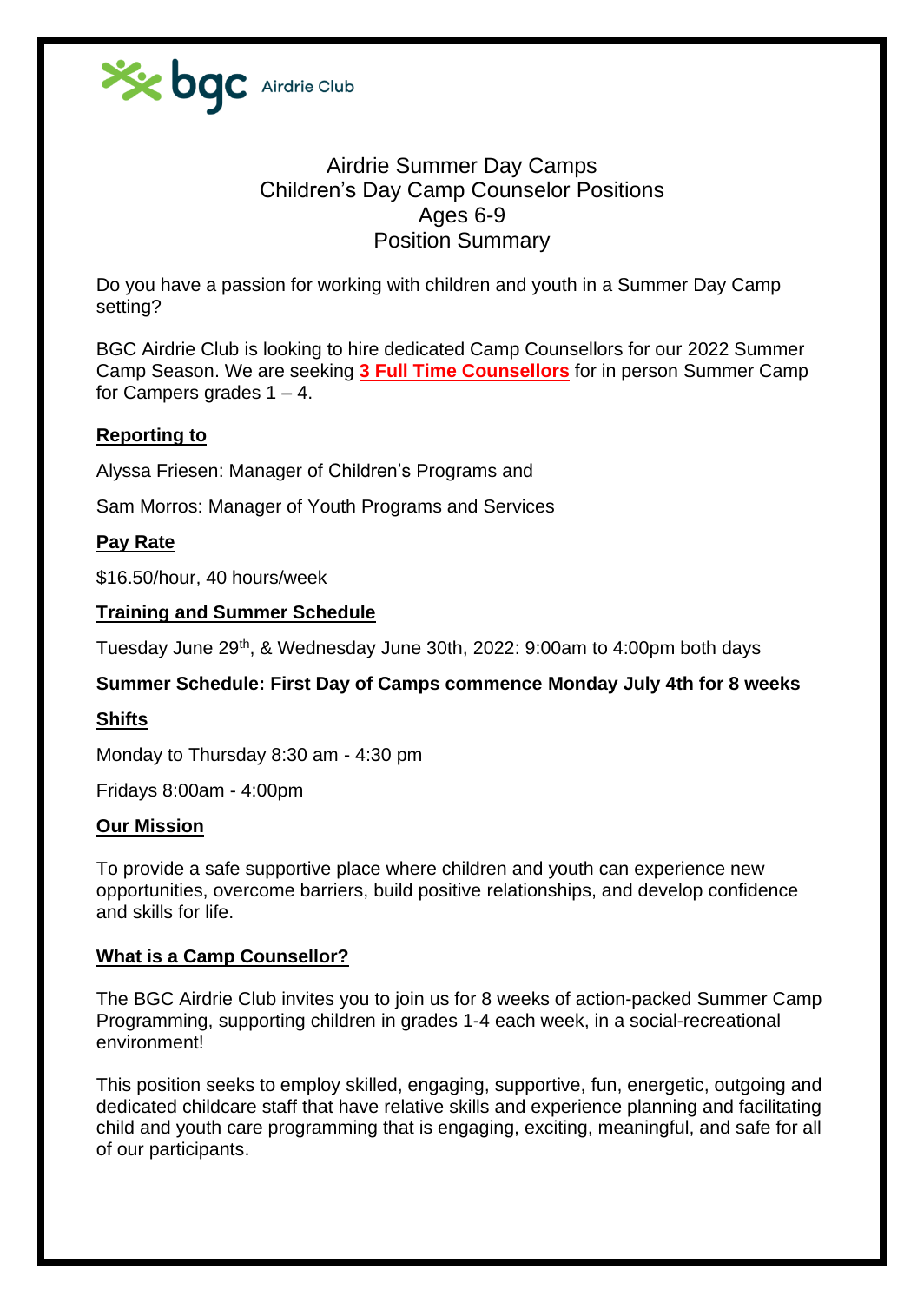bgc Airdrie Club

# Airdrie Summer Day Camps
# Children's Day Camp Counselor Positions
# Ages 6-9
# Position Summary

Do you have a passion for working with children and youth in a Summer Day Camp setting?

BGC Airdrie Club is looking to hire dedicated Camp Counsellors for our 2022 Summer Camp Season. We are seeking **3 Full Time Counsellors** for in person Summer Camp for Campers grades 1 – 4.

## Reporting to

Alyssa Friesen: Manager of Children's Programs and

Sam Morros: Manager of Youth Programs and Services

## Pay Rate

$16.50/hour, 40 hours/week

## Training and Summer Schedule

Tuesday June 29th, & Wednesday June 30th, 2022: 9:00am to 4:00pm both days

**Summer Schedule: First Day of Camps commence Monday July 4th for 8 weeks**

## Shifts

Monday to Thursday 8:30 am - 4:30 pm

Fridays 8:00am - 4:00pm

## Our Mission

To provide a safe supportive place where children and youth can experience new opportunities, overcome barriers, build positive relationships, and develop confidence and skills for life.

## What is a Camp Counsellor?

The BGC Airdrie Club invites you to join us for 8 weeks of action-packed Summer Camp Programming, supporting children in grades 1-4 each week, in a social-recreational environment!

This position seeks to employ skilled, engaging, supportive, fun, energetic, outgoing and dedicated childcare staff that have relative skills and experience planning and facilitating child and youth care programming that is engaging, exciting, meaningful, and safe for all of our participants.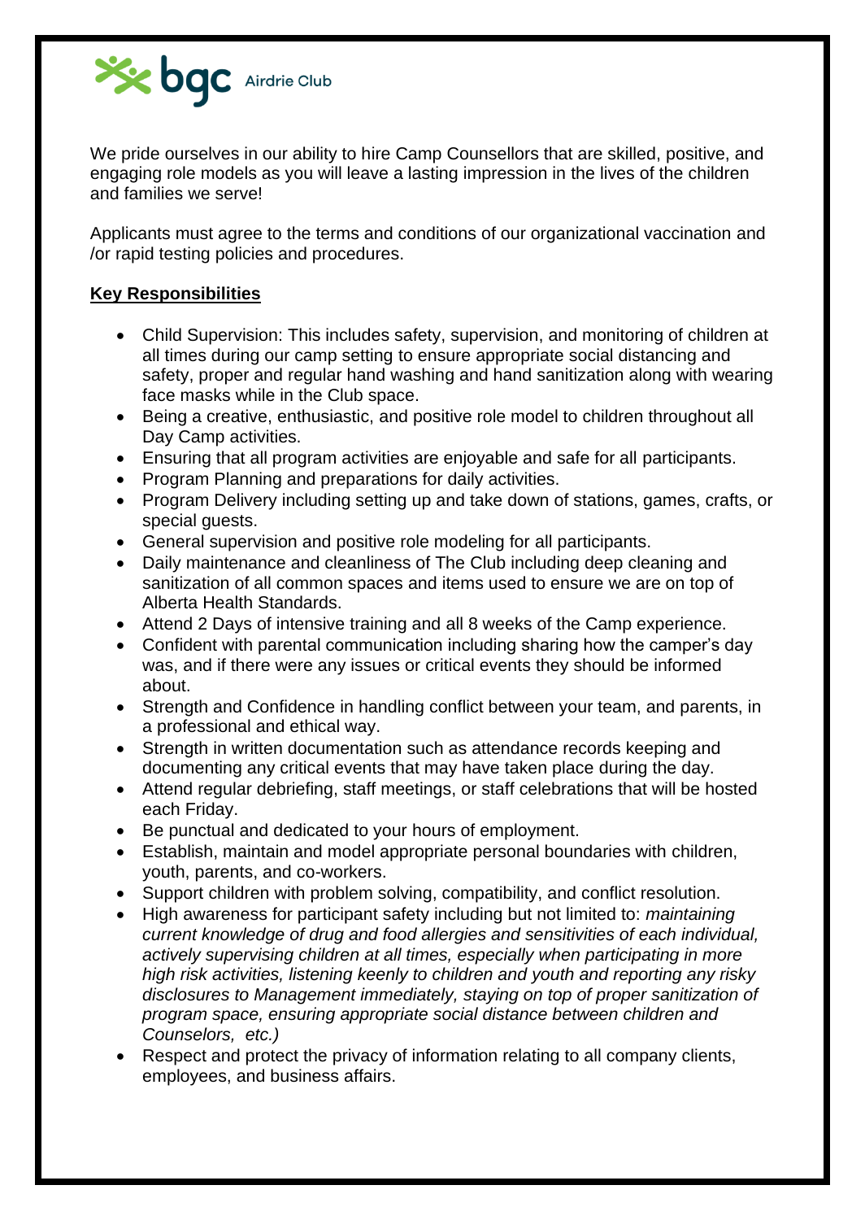We pride ourselves in our ability to hire Camp Counsellors that are skilled, positive, and engaging role models as you will leave a lasting impression in the lives of the children and families we serve!

Applicants must agree to the terms and conditions of our organizational vaccination and /or rapid testing policies and procedures.

**Key Responsibilities**

- Child Supervision: This includes safety, supervision, and monitoring of children at all times during our camp setting to ensure appropriate social distancing and safety, proper and regular hand washing and hand sanitization along with wearing face masks while in the Club space.
- Being a creative, enthusiastic, and positive role model to children throughout all Day Camp activities.
- Ensuring that all program activities are enjoyable and safe for all participants.
- Program Planning and preparations for daily activities.
- Program Delivery including setting up and take down of stations, games, crafts, or special guests.
- General supervision and positive role modeling for all participants.
- Daily maintenance and cleanliness of The Club including deep cleaning and sanitization of all common spaces and items used to ensure we are on top of Alberta Health Standards.
- Attend 2 Days of intensive training and all 8 weeks of the Camp experience.
- Confident with parental communication including sharing how the camper's day was, and if there were any issues or critical events they should be informed about.
- Strength and Confidence in handling conflict between your team, and parents, in a professional and ethical way.
- Strength in written documentation such as attendance records keeping and documenting any critical events that may have taken place during the day.
- Attend regular debriefing, staff meetings, or staff celebrations that will be hosted each Friday.
- Be punctual and dedicated to your hours of employment.
- Establish, maintain and model appropriate personal boundaries with children, youth, parents, and co-workers.
- Support children with problem solving, compatibility, and conflict resolution.
- High awareness for participant safety including but not limited to: *maintaining current knowledge of drug and food allergies and sensitivities of each individual, actively supervising children at all times, especially when participating in more high risk activities, listening keenly to children and youth and reporting any risky disclosures to Management immediately, staying on top of proper sanitization of program space, ensuring appropriate social distance between children and Counselors, etc.)*
- Respect and protect the privacy of information relating to all company clients, employees, and business affairs.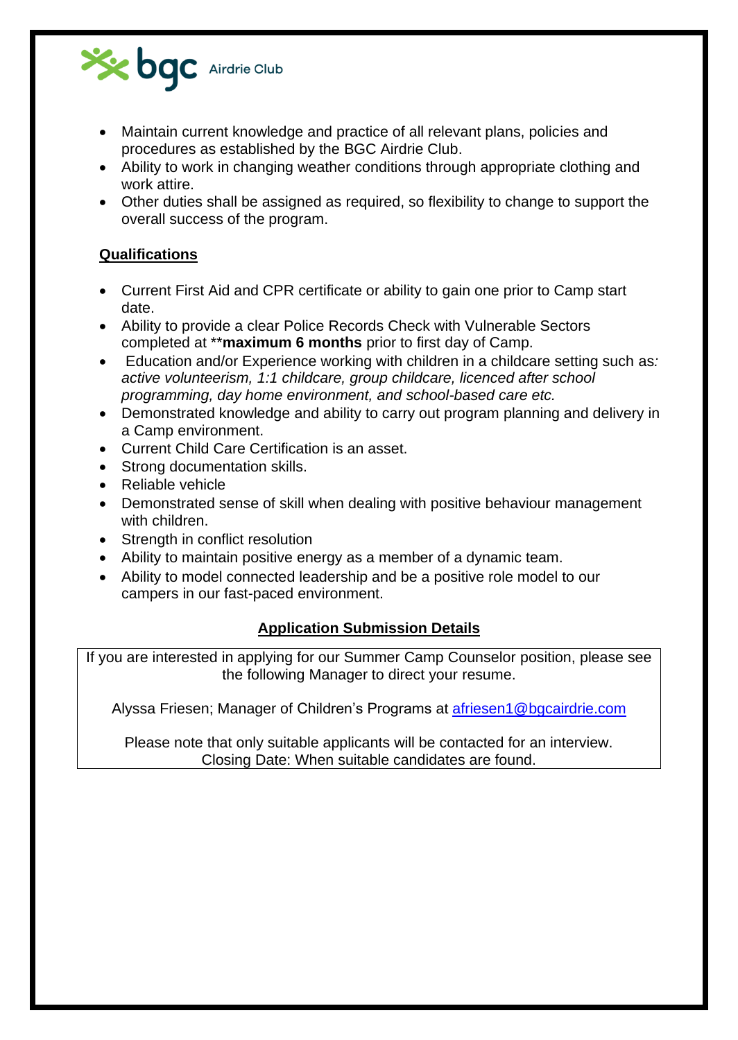- Maintain current knowledge and practice of all relevant plans, policies and procedures as established by the BGC Airdrie Club.
- Ability to work in changing weather conditions through appropriate clothing and work attire.
- Other duties shall be assigned as required, so flexibility to change to support the overall success of the program.

## Qualifications

- Current First Aid and CPR certificate or ability to gain one prior to Camp start date.
- Ability to provide a clear Police Records Check with Vulnerable Sectors completed at **maximum 6 months** prior to first day of Camp.
- Education and/or Experience working with children in a childcare setting such as: *active volunteerism, 1:1 childcare, group childcare, licenced after school programming, day home environment, and school-based care etc.*
- Demonstrated knowledge and ability to carry out program planning and delivery in a Camp environment.
- Current Child Care Certification is an asset.
- Strong documentation skills.
- Reliable vehicle
- Demonstrated sense of skill when dealing with positive behaviour management with children.
- Strength in conflict resolution
- Ability to maintain positive energy as a member of a dynamic team.
- Ability to model connected leadership and be a positive role model to our campers in our fast-paced environment.

## Application Submission Details

If you are interested in applying for our Summer Camp Counselor position, please see the following Manager to direct your resume.

Alyssa Friesen; Manager of Children's Programs at afriesen1@bgcairdrie.com

Please note that only suitable applicants will be contacted for an interview.
Closing Date: When suitable candidates are found.